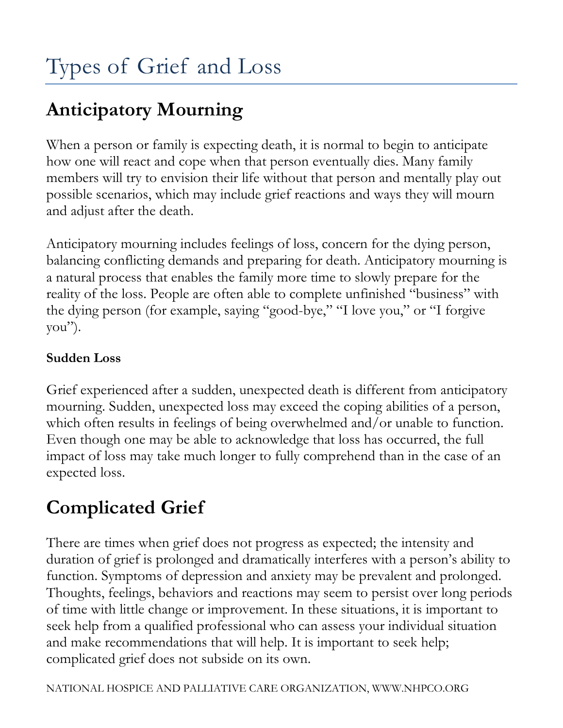# Types of Grief and Loss

## Anticipatory Mourning

When a person or family is expecting death, it is normal to begin to anticipate how one will react and cope when that person eventually dies. Many family members will try to envision their life without that person and mentally play out possible scenarios, which may include grief reactions and ways they will mourn and adjust after the death.

Anticipatory mourning includes feelings of loss, concern for the dying person, balancing conflicting demands and preparing for death. Anticipatory mourning is a natural process that enables the family more time to slowly prepare for the reality of the loss. People are often able to complete unfinished "business" with the dying person (for example, saying "good-bye," "I love you," or "I forgive you").

### Sudden Loss

Grief experienced after a sudden, unexpected death is different from anticipatory mourning. Sudden, unexpected loss may exceed the coping abilities of a person, which often results in feelings of being overwhelmed and/or unable to function. Even though one may be able to acknowledge that loss has occurred, the full impact of loss may take much longer to fully comprehend than in the case of an expected loss.

## Complicated Grief

There are times when grief does not progress as expected; the intensity and duration of grief is prolonged and dramatically interferes with a person's ability to function. Symptoms of depression and anxiety may be prevalent and prolonged. Thoughts, feelings, behaviors and reactions may seem to persist over long periods of time with little change or improvement. In these situations, it is important to seek help from a qualified professional who can assess your individual situation and make recommendations that will help. It is important to seek help; complicated grief does not subside on its own.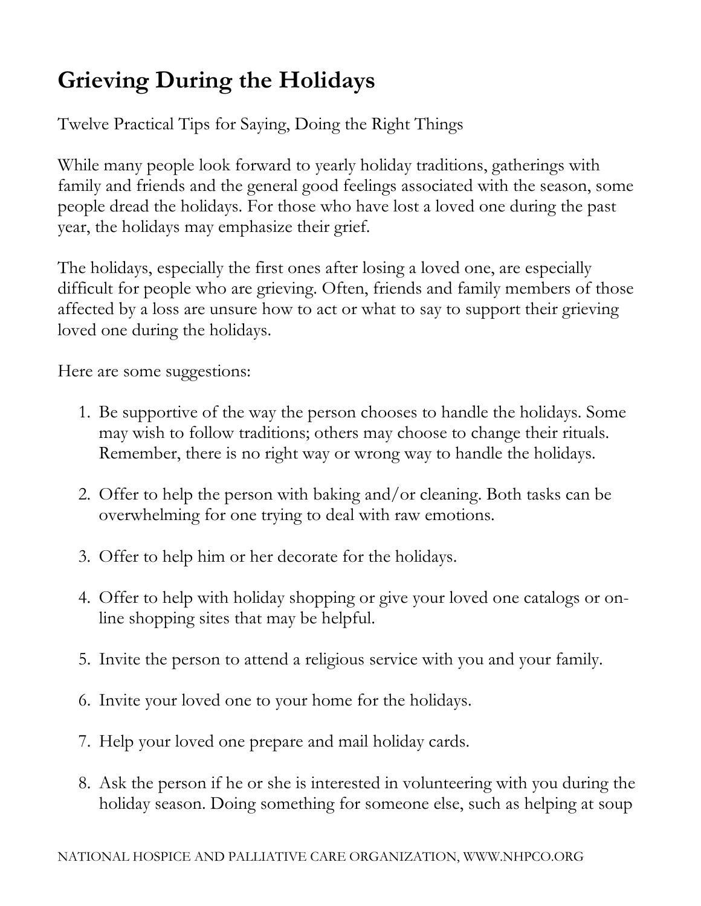# Grieving During the Holidays

Twelve Practical Tips for Saying, Doing the Right Things

While many people look forward to yearly holiday traditions, gatherings with family and friends and the general good feelings associated with the season, some people dread the holidays. For those who have lost a loved one during the past year, the holidays may emphasize their grief.

The holidays, especially the first ones after losing a loved one, are especially difficult for people who are grieving. Often, friends and family members of those affected by a loss are unsure how to act or what to say to support their grieving loved one during the holidays.

Here are some suggestions:

1. Be supportive of the way the person chooses to handle the holidays. Some may wish to follow traditions; others may choose to change their rituals. Remember, there is no right way or wrong way to handle the holidays.

2. Offer to help the person with baking and/or cleaning. Both tasks can be overwhelming for one trying to deal with raw emotions.

3. Offer to help him or her decorate for the holidays.

4. Offer to help with holiday shopping or give your loved one catalogs or on-line shopping sites that may be helpful.

5. Invite the person to attend a religious service with you and your family.

6. Invite your loved one to your home for the holidays.

7. Help your loved one prepare and mail holiday cards.

8. Ask the person if he or she is interested in volunteering with you during the holiday season. Doing something for someone else, such as helping at soup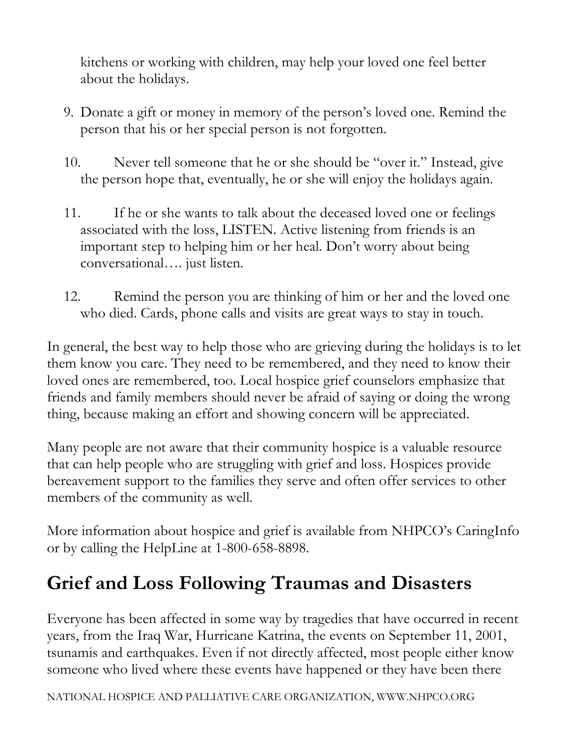kitchens or working with children, may help your loved one feel better about the holidays.

9. Donate a gift or money in memory of the person's loved one. Remind the person that his or her special person is not forgotten.

10. Never tell someone that he or she should be "over it." Instead, give the person hope that, eventually, he or she will enjoy the holidays again.

11. If he or she wants to talk about the deceased loved one or feelings associated with the loss, LISTEN. Active listening from friends is an important step to helping him or her heal. Don't worry about being conversational…. just listen.

12. Remind the person you are thinking of him or her and the loved one who died. Cards, phone calls and visits are great ways to stay in touch.

In general, the best way to help those who are grieving during the holidays is to let them know you care. They need to be remembered, and they need to know their loved ones are remembered, too. Local hospice grief counselors emphasize that friends and family members should never be afraid of saying or doing the wrong thing, because making an effort and showing concern will be appreciated.

Many people are not aware that their community hospice is a valuable resource that can help people who are struggling with grief and loss. Hospices provide bereavement support to the families they serve and often offer services to other members of the community as well.

More information about hospice and grief is available from NHPCO's CaringInfo or by calling the HelpLine at 1-800-658-8898.

## Grief and Loss Following Traumas and Disasters

Everyone has been affected in some way by tragedies that have occurred in recent years, from the Iraq War, Hurricane Katrina, the events on September 11, 2001, tsunamis and earthquakes. Even if not directly affected, most people either know someone who lived where these events have happened or they have been there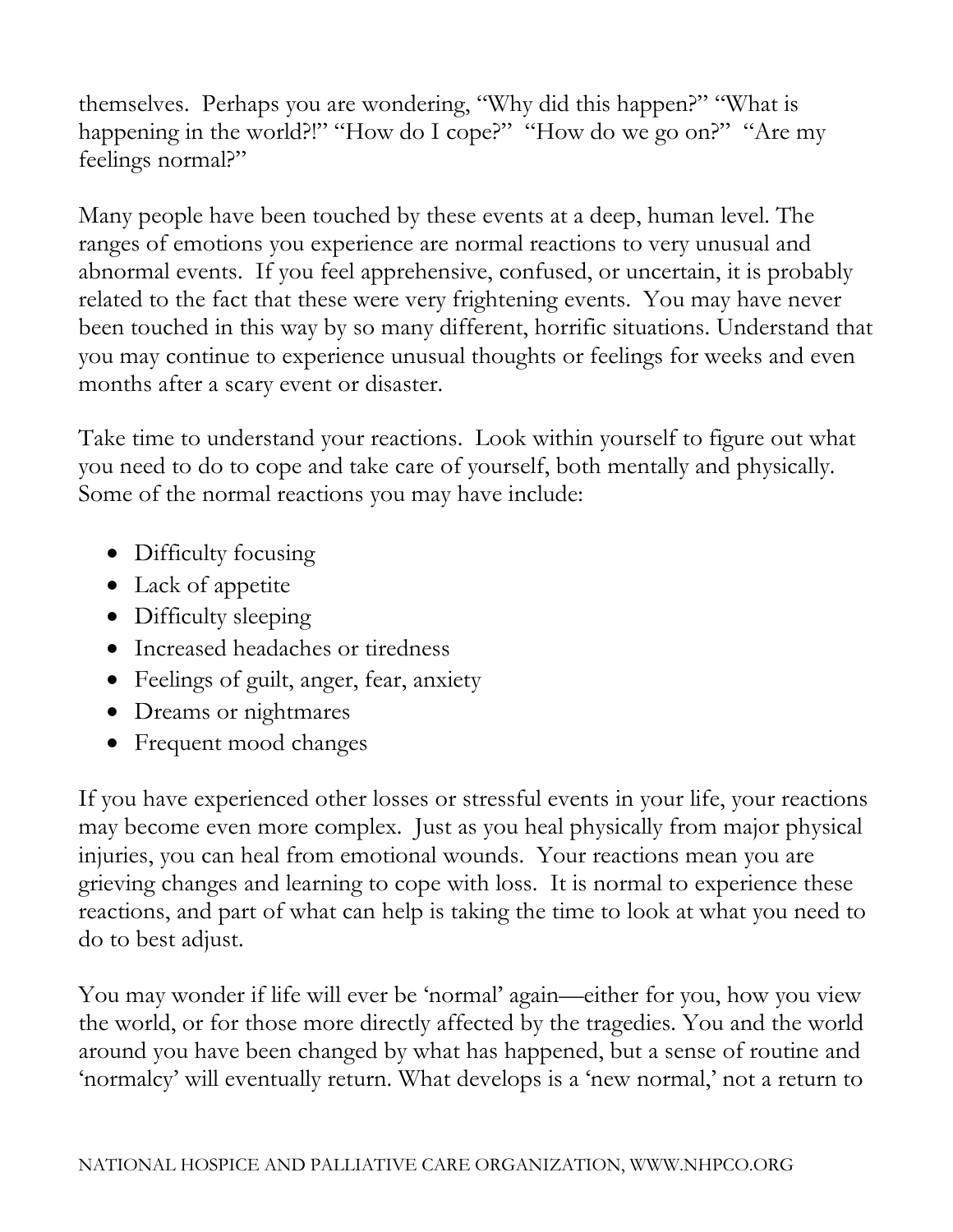themselves. Perhaps you are wondering, "Why did this happen?" "What is happening in the world?!" "How do I cope?" "How do we go on?" "Are my feelings normal?"

Many people have been touched by these events at a deep, human level. The ranges of emotions you experience are normal reactions to very unusual and abnormal events. If you feel apprehensive, confused, or uncertain, it is probably related to the fact that these were very frightening events. You may have never been touched in this way by so many different, horrific situations. Understand that you may continue to experience unusual thoughts or feelings for weeks and even months after a scary event or disaster.

Take time to understand your reactions. Look within yourself to figure out what you need to do to cope and take care of yourself, both mentally and physically. Some of the normal reactions you may have include:

- Difficulty focusing
- Lack of appetite
- Difficulty sleeping
- Increased headaches or tiredness
- Feelings of guilt, anger, fear, anxiety
- Dreams or nightmares
- Frequent mood changes

If you have experienced other losses or stressful events in your life, your reactions may become even more complex. Just as you heal physically from major physical injuries, you can heal from emotional wounds. Your reactions mean you are grieving changes and learning to cope with loss. It is normal to experience these reactions, and part of what can help is taking the time to look at what you need to do to best adjust.

You may wonder if life will ever be 'normal' again—either for you, how you view the world, or for those more directly affected by the tragedies. You and the world around you have been changed by what has happened, but a sense of routine and 'normalcy' will eventually return. What develops is a 'new normal,' not a return to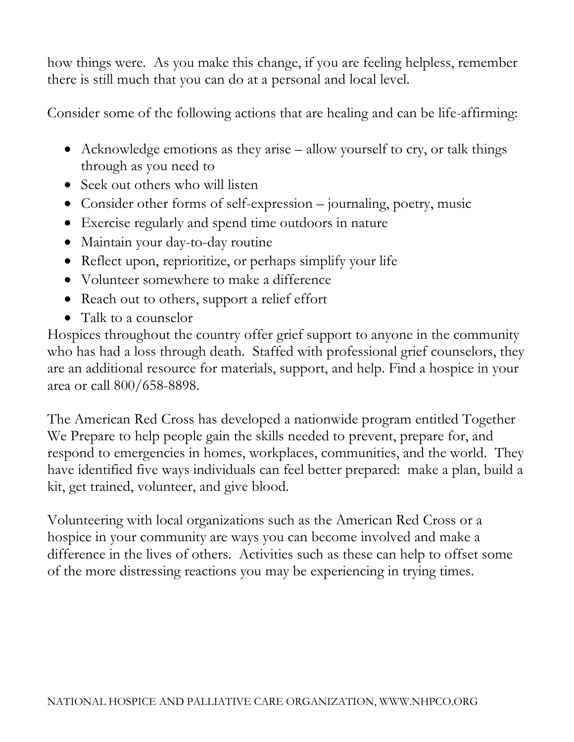how things were. As you make this change, if you are feeling helpless, remember there is still much that you can do at a personal and local level.

Consider some of the following actions that are healing and can be life-affirming:

- Acknowledge emotions as they arise – allow yourself to cry, or talk things through as you need to
- Seek out others who will listen
- Consider other forms of self-expression – journaling, poetry, music
- Exercise regularly and spend time outdoors in nature
- Maintain your day-to-day routine
- Reflect upon, reprioritize, or perhaps simplify your life
- Volunteer somewhere to make a difference
- Reach out to others, support a relief effort
- Talk to a counselor

Hospices throughout the country offer grief support to anyone in the community who has had a loss through death. Staffed with professional grief counselors, they are an additional resource for materials, support, and help. Find a hospice in your area or call 800/658-8898.

The American Red Cross has developed a nationwide program entitled Together We Prepare to help people gain the skills needed to prevent, prepare for, and respond to emergencies in homes, workplaces, communities, and the world. They have identified five ways individuals can feel better prepared: make a plan, build a kit, get trained, volunteer, and give blood.

Volunteering with local organizations such as the American Red Cross or a hospice in your community are ways you can become involved and make a difference in the lives of others. Activities such as these can help to offset some of the more distressing reactions you may be experiencing in trying times.